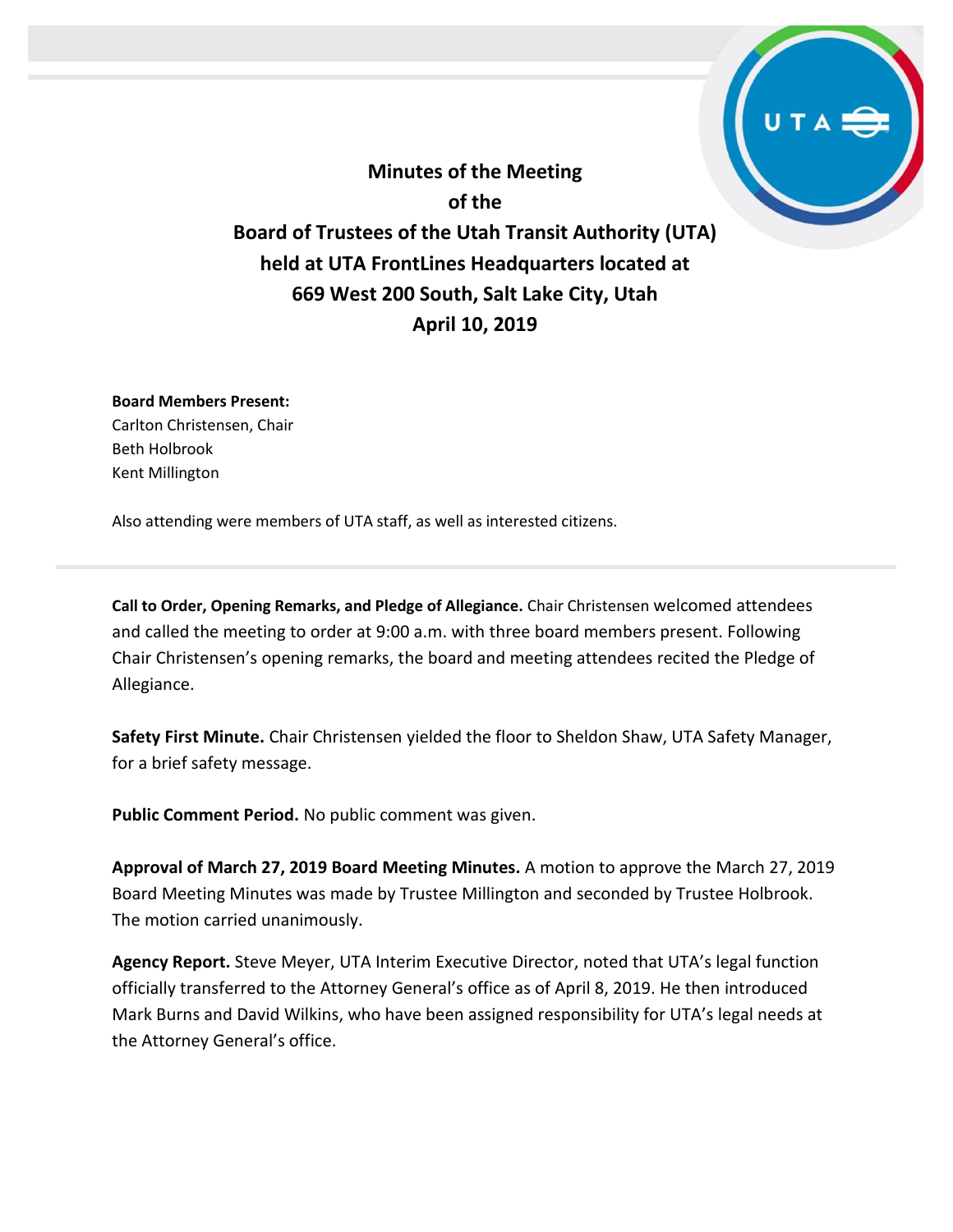# Minutes of the Meeting of the Board of Trustees of the Utah Transit Authority (UTA) held at UTA FrontLines Headquarters located at 669 West 200 South, Salt Lake City, Utah April 10, 2019

**Board Members Present:**
Carlton Christensen, Chair
Beth Holbrook
Kent Millington

Also attending were members of UTA staff, as well as interested citizens.

---

**Call to Order, Opening Remarks, and Pledge of Allegiance.** Chair Christensen welcomed attendees and called the meeting to order at 9:00 a.m. with three board members present. Following Chair Christensen's opening remarks, the board and meeting attendees recited the Pledge of Allegiance.

**Safety First Minute.** Chair Christensen yielded the floor to Sheldon Shaw, UTA Safety Manager, for a brief safety message.

**Public Comment Period.** No public comment was given.

**Approval of March 27, 2019 Board Meeting Minutes.** A motion to approve the March 27, 2019 Board Meeting Minutes was made by Trustee Millington and seconded by Trustee Holbrook. The motion carried unanimously.

**Agency Report.** Steve Meyer, UTA Interim Executive Director, noted that UTA's legal function officially transferred to the Attorney General's office as of April 8, 2019. He then introduced Mark Burns and David Wilkins, who have been assigned responsibility for UTA's legal needs at the Attorney General's office.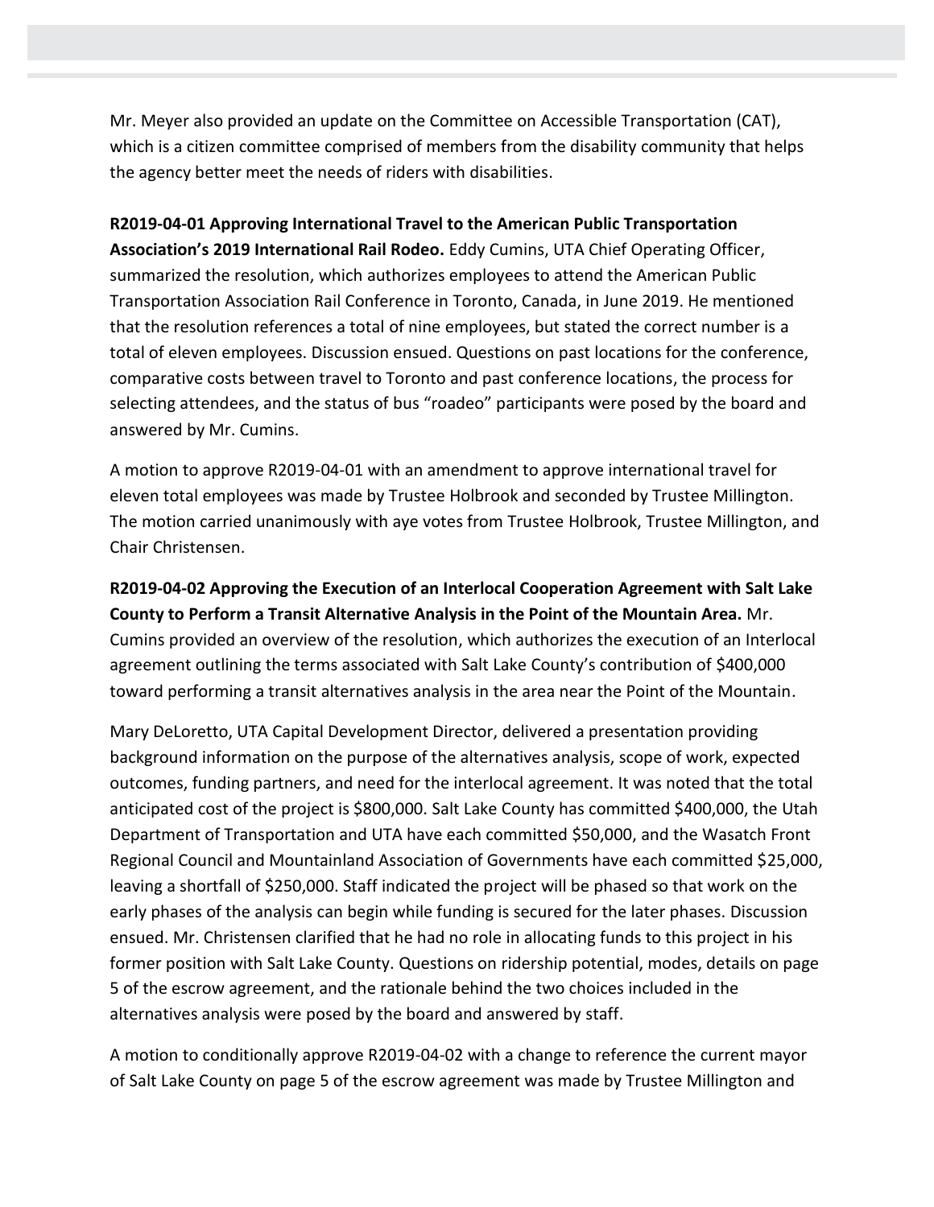Mr. Meyer also provided an update on the Committee on Accessible Transportation (CAT), which is a citizen committee comprised of members from the disability community that helps the agency better meet the needs of riders with disabilities.

**R2019-04-01 Approving International Travel to the American Public Transportation Association's 2019 International Rail Rodeo.** Eddy Cumins, UTA Chief Operating Officer, summarized the resolution, which authorizes employees to attend the American Public Transportation Association Rail Conference in Toronto, Canada, in June 2019. He mentioned that the resolution references a total of nine employees, but stated the correct number is a total of eleven employees. Discussion ensued. Questions on past locations for the conference, comparative costs between travel to Toronto and past conference locations, the process for selecting attendees, and the status of bus "roadeo" participants were posed by the board and answered by Mr. Cumins.

A motion to approve R2019-04-01 with an amendment to approve international travel for eleven total employees was made by Trustee Holbrook and seconded by Trustee Millington. The motion carried unanimously with aye votes from Trustee Holbrook, Trustee Millington, and Chair Christensen.

**R2019-04-02 Approving the Execution of an Interlocal Cooperation Agreement with Salt Lake County to Perform a Transit Alternative Analysis in the Point of the Mountain Area.** Mr. Cumins provided an overview of the resolution, which authorizes the execution of an Interlocal agreement outlining the terms associated with Salt Lake County's contribution of $400,000 toward performing a transit alternatives analysis in the area near the Point of the Mountain.

Mary DeLoretto, UTA Capital Development Director, delivered a presentation providing background information on the purpose of the alternatives analysis, scope of work, expected outcomes, funding partners, and need for the interlocal agreement. It was noted that the total anticipated cost of the project is $800,000. Salt Lake County has committed $400,000, the Utah Department of Transportation and UTA have each committed $50,000, and the Wasatch Front Regional Council and Mountainland Association of Governments have each committed $25,000, leaving a shortfall of $250,000. Staff indicated the project will be phased so that work on the early phases of the analysis can begin while funding is secured for the later phases. Discussion ensued. Mr. Christensen clarified that he had no role in allocating funds to this project in his former position with Salt Lake County. Questions on ridership potential, modes, details on page 5 of the escrow agreement, and the rationale behind the two choices included in the alternatives analysis were posed by the board and answered by staff.

A motion to conditionally approve R2019-04-02 with a change to reference the current mayor of Salt Lake County on page 5 of the escrow agreement was made by Trustee Millington and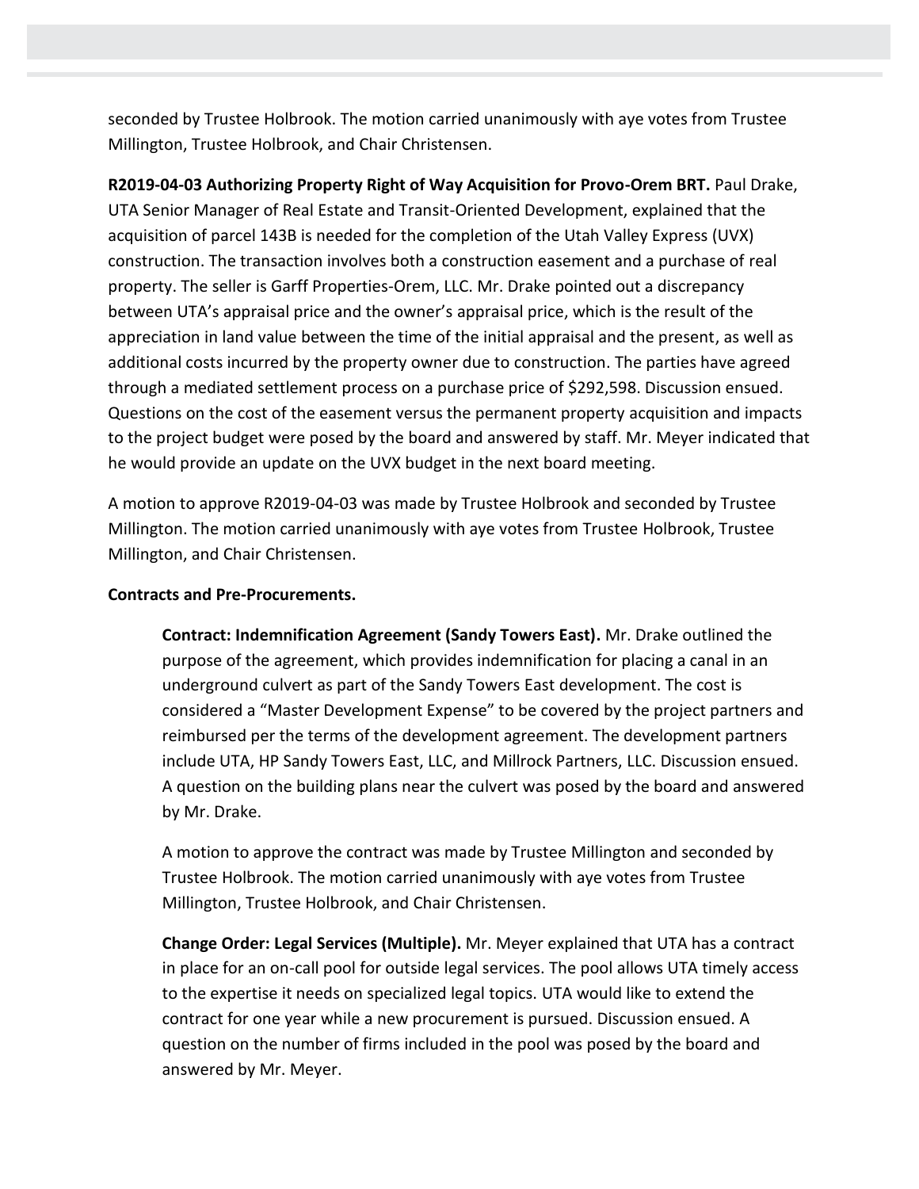seconded by Trustee Holbrook. The motion carried unanimously with aye votes from Trustee Millington, Trustee Holbrook, and Chair Christensen.

**R2019-04-03 Authorizing Property Right of Way Acquisition for Provo-Orem BRT.** Paul Drake, UTA Senior Manager of Real Estate and Transit-Oriented Development, explained that the acquisition of parcel 143B is needed for the completion of the Utah Valley Express (UVX) construction. The transaction involves both a construction easement and a purchase of real property. The seller is Garff Properties-Orem, LLC. Mr. Drake pointed out a discrepancy between UTA's appraisal price and the owner's appraisal price, which is the result of the appreciation in land value between the time of the initial appraisal and the present, as well as additional costs incurred by the property owner due to construction. The parties have agreed through a mediated settlement process on a purchase price of $292,598. Discussion ensued. Questions on the cost of the easement versus the permanent property acquisition and impacts to the project budget were posed by the board and answered by staff. Mr. Meyer indicated that he would provide an update on the UVX budget in the next board meeting.

A motion to approve R2019-04-03 was made by Trustee Holbrook and seconded by Trustee Millington. The motion carried unanimously with aye votes from Trustee Holbrook, Trustee Millington, and Chair Christensen.

**Contracts and Pre-Procurements.**

**Contract: Indemnification Agreement (Sandy Towers East).** Mr. Drake outlined the purpose of the agreement, which provides indemnification for placing a canal in an underground culvert as part of the Sandy Towers East development. The cost is considered a "Master Development Expense" to be covered by the project partners and reimbursed per the terms of the development agreement. The development partners include UTA, HP Sandy Towers East, LLC, and Millrock Partners, LLC. Discussion ensued. A question on the building plans near the culvert was posed by the board and answered by Mr. Drake.

A motion to approve the contract was made by Trustee Millington and seconded by Trustee Holbrook. The motion carried unanimously with aye votes from Trustee Millington, Trustee Holbrook, and Chair Christensen.

**Change Order: Legal Services (Multiple).** Mr. Meyer explained that UTA has a contract in place for an on-call pool for outside legal services. The pool allows UTA timely access to the expertise it needs on specialized legal topics. UTA would like to extend the contract for one year while a new procurement is pursued. Discussion ensued. A question on the number of firms included in the pool was posed by the board and answered by Mr. Meyer.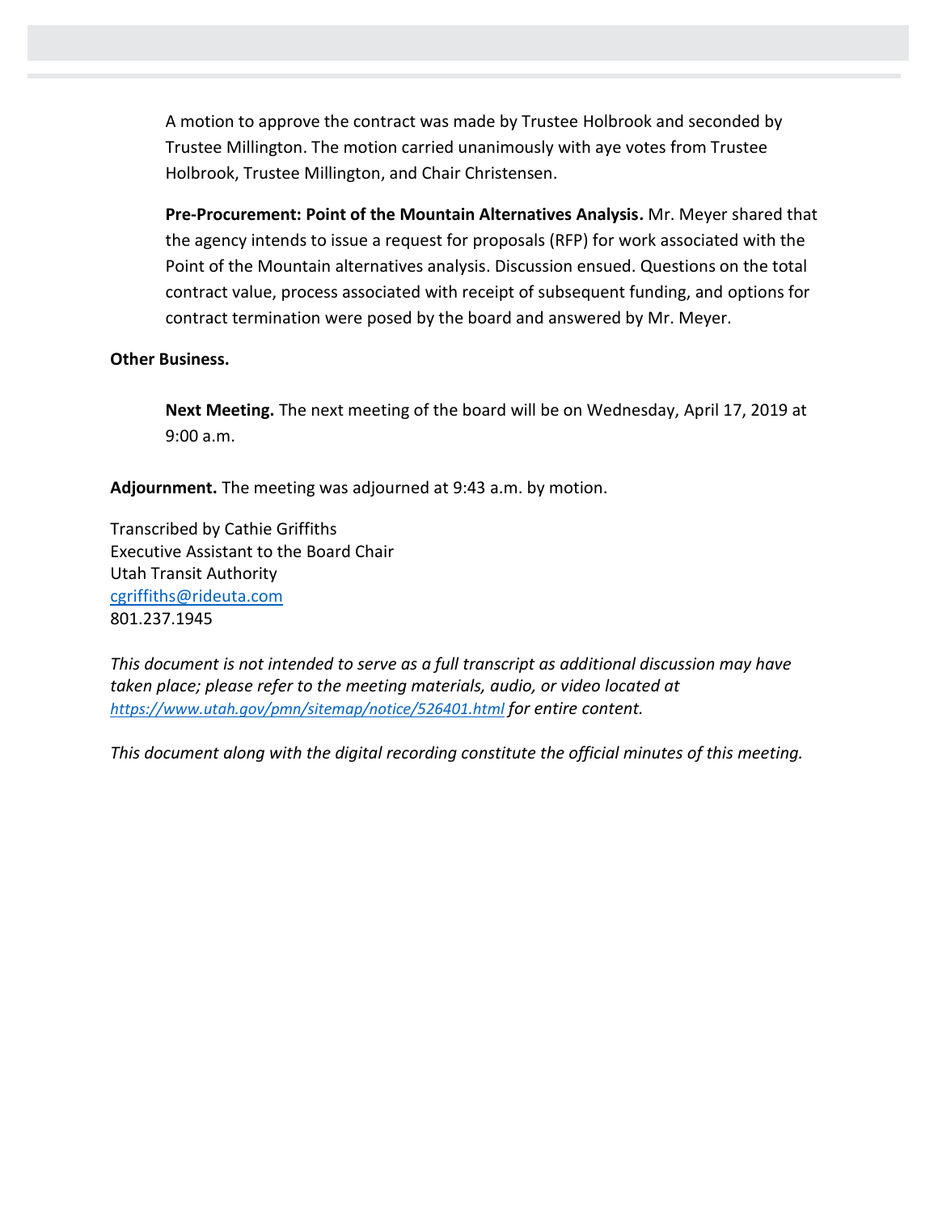A motion to approve the contract was made by Trustee Holbrook and seconded by Trustee Millington. The motion carried unanimously with aye votes from Trustee Holbrook, Trustee Millington, and Chair Christensen.

**Pre-Procurement: Point of the Mountain Alternatives Analysis.** Mr. Meyer shared that the agency intends to issue a request for proposals (RFP) for work associated with the Point of the Mountain alternatives analysis. Discussion ensued. Questions on the total contract value, process associated with receipt of subsequent funding, and options for contract termination were posed by the board and answered by Mr. Meyer.

**Other Business.**

**Next Meeting.** The next meeting of the board will be on Wednesday, April 17, 2019 at 9:00 a.m.

**Adjournment.** The meeting was adjourned at 9:43 a.m. by motion.

Transcribed by Cathie Griffiths
Executive Assistant to the Board Chair
Utah Transit Authority
cgriffiths@rideuta.com
801.237.1945

*This document is not intended to serve as a full transcript as additional discussion may have taken place; please refer to the meeting materials, audio, or video located at https://www.utah.gov/pmn/sitemap/notice/526401.html for entire content.*

*This document along with the digital recording constitute the official minutes of this meeting.*